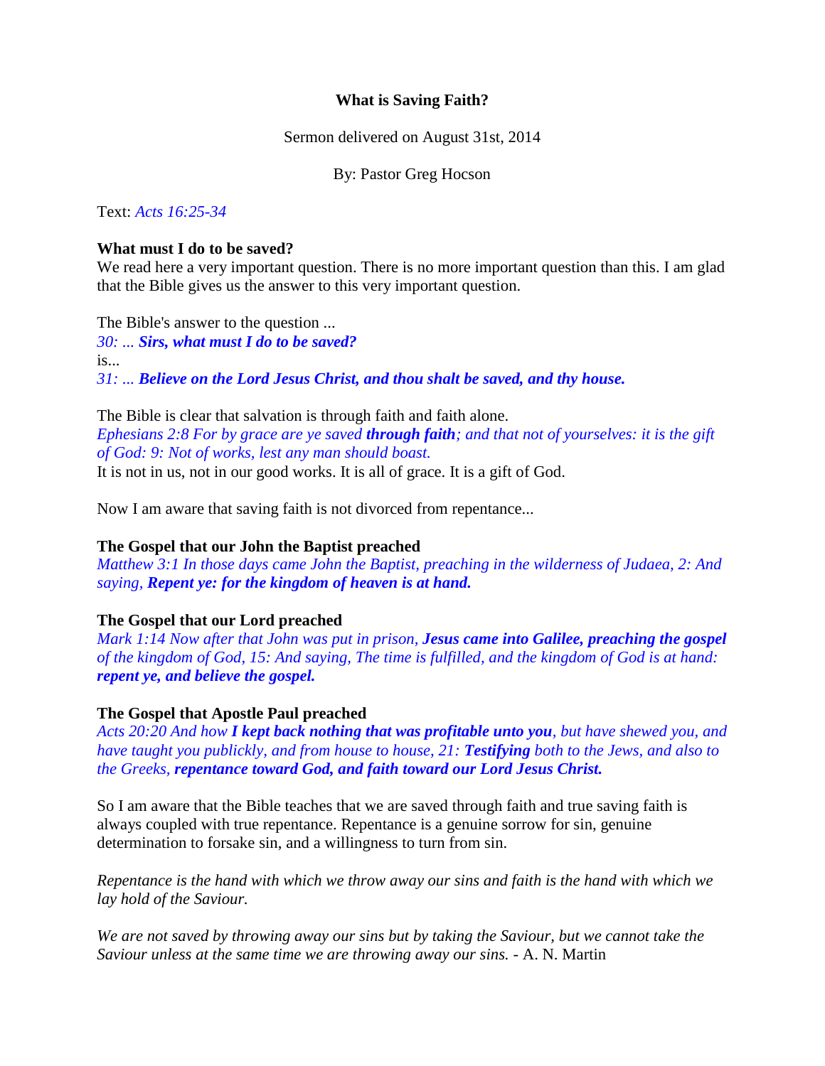**What is Saving Faith?**

Sermon delivered on August 31st, 2014

By: Pastor Greg Hocson

Text: *Acts 16:25-34*

**What must I do to be saved?**
We read here a very important question. There is no more important question than this. I am glad that the Bible gives us the answer to this very important question.

The Bible's answer to the question ...
*30: ... **Sirs, what must I do to be saved?***
is...
*31: ... **Believe on the Lord Jesus Christ, and thou shalt be saved, and thy house.***

The Bible is clear that salvation is through faith and faith alone.
*Ephesians 2:8 For by grace are ye saved **through faith**; and that not of yourselves: it is the gift of God: 9: Not of works, lest any man should boast.*
It is not in us, not in our good works. It is all of grace. It is a gift of God.

Now I am aware that saving faith is not divorced from repentance...

**The Gospel that our John the Baptist preached**
*Matthew 3:1 In those days came John the Baptist, preaching in the wilderness of Judaea, 2: And saying, **Repent ye: for the kingdom of heaven is at hand.***

**The Gospel that our Lord preached**
*Mark 1:14 Now after that John was put in prison, **Jesus came into Galilee, preaching the gospel** of the kingdom of God, 15: And saying, The time is fulfilled, and the kingdom of God is at hand: **repent ye, and believe the gospel.***

**The Gospel that Apostle Paul preached**
*Acts 20:20 And how **I kept back nothing that was profitable unto you**, but have shewed you, and have taught you publickly, and from house to house, 21: **Testifying** both to the Jews, and also to the Greeks, **repentance toward God, and faith toward our Lord Jesus Christ.***

So I am aware that the Bible teaches that we are saved through faith and true saving faith is always coupled with true repentance. Repentance is a genuine sorrow for sin, genuine determination to forsake sin, and a willingness to turn from sin.

*Repentance is the hand with which we throw away our sins and faith is the hand with which we lay hold of the Saviour.*

*We are not saved by throwing away our sins but by taking the Saviour, but we cannot take the Saviour unless at the same time we are throwing away our sins.* - A. N. Martin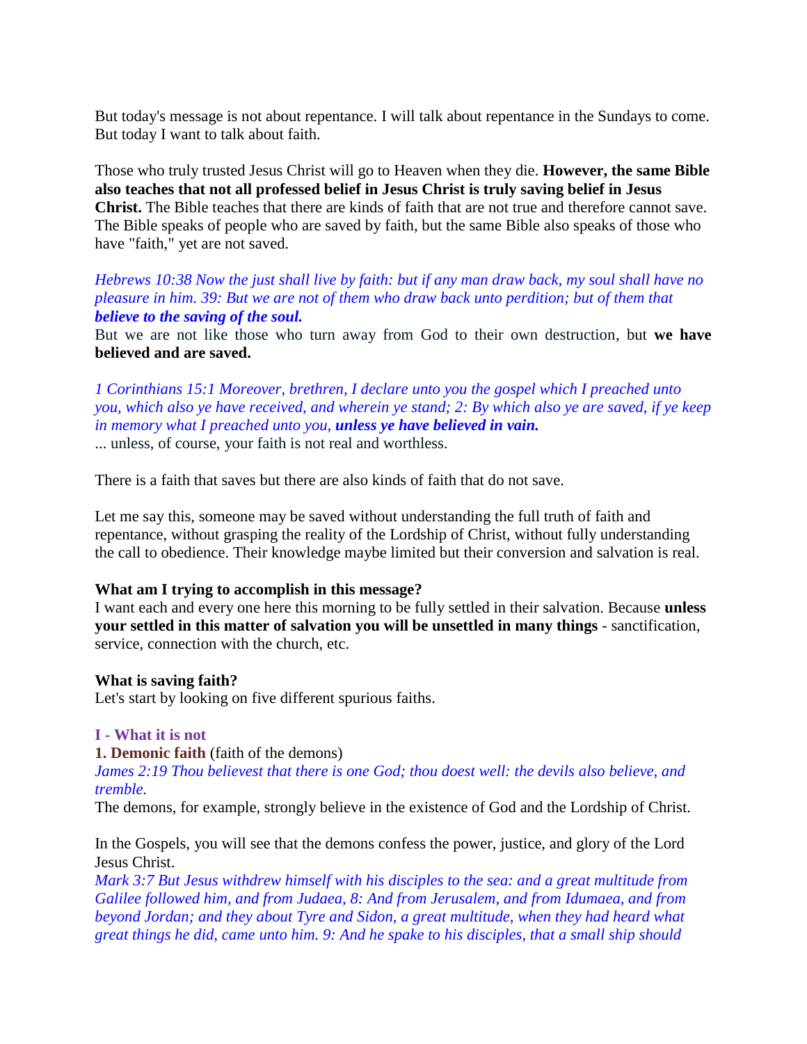But today's message is not about repentance. I will talk about repentance in the Sundays to come. But today I want to talk about faith.

Those who truly trusted Jesus Christ will go to Heaven when they die. **However, the same Bible also teaches that not all professed belief in Jesus Christ is truly saving belief in Jesus Christ.** The Bible teaches that there are kinds of faith that are not true and therefore cannot save. The Bible speaks of people who are saved by faith, but the same Bible also speaks of those who have "faith," yet are not saved.

*Hebrews 10:38 Now the just shall live by faith: but if any man draw back, my soul shall have no pleasure in him. 39: But we are not of them who draw back unto perdition; but of them that* ***believe to the saving of the soul.***

But we are not like those who turn away from God to their own destruction, but **we have believed and are saved.**

*1 Corinthians 15:1 Moreover, brethren, I declare unto you the gospel which I preached unto you, which also ye have received, and wherein ye stand; 2: By which also ye are saved, if ye keep in memory what I preached unto you,* ***unless ye have believed in vain.***

... unless, of course, your faith is not real and worthless.

There is a faith that saves but there are also kinds of faith that do not save.

Let me say this, someone may be saved without understanding the full truth of faith and repentance, without grasping the reality of the Lordship of Christ, without fully understanding the call to obedience. Their knowledge maybe limited but their conversion and salvation is real.

**What am I trying to accomplish in this message?**

I want each and every one here this morning to be fully settled in their salvation. Because **unless your settled in this matter of salvation you will be unsettled in many things** - sanctification, service, connection with the church, etc.

**What is saving faith?**

Let's start by looking on five different spurious faiths.

## I - What it is not

**1. Demonic faith** (faith of the demons)

*James 2:19 Thou believest that there is one God; thou doest well: the devils also believe, and tremble.*

The demons, for example, strongly believe in the existence of God and the Lordship of Christ.

In the Gospels, you will see that the demons confess the power, justice, and glory of the Lord Jesus Christ.

*Mark 3:7 But Jesus withdrew himself with his disciples to the sea: and a great multitude from Galilee followed him, and from Judaea, 8: And from Jerusalem, and from Idumaea, and from beyond Jordan; and they about Tyre and Sidon, a great multitude, when they had heard what great things he did, came unto him. 9: And he spake to his disciples, that a small ship should*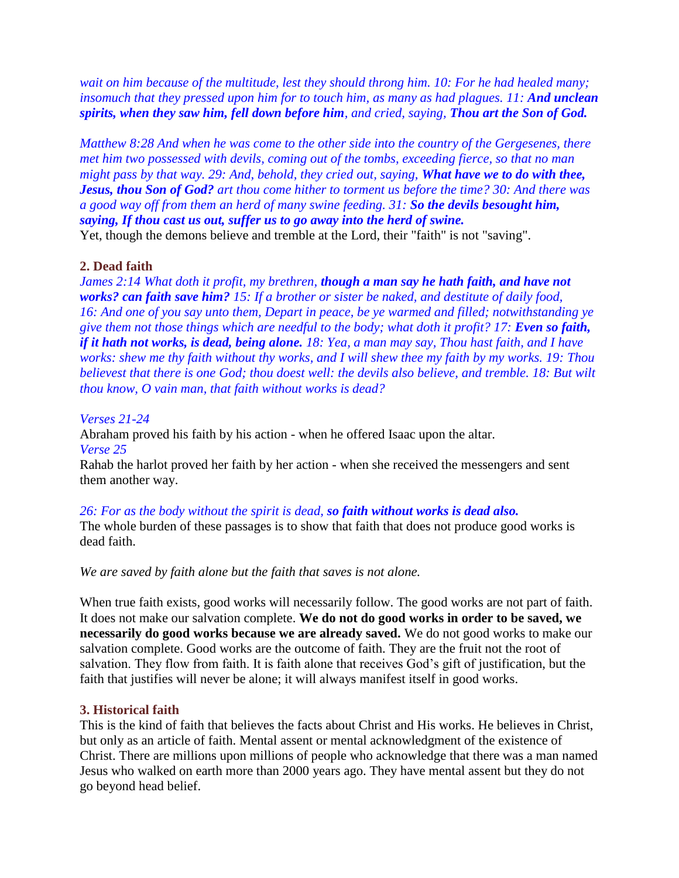*wait on him because of the multitude, lest they should throng him. 10: For he had healed many; insomuch that they pressed upon him for to touch him, as many as had plagues. 11:* ***And unclean spirits, when they saw him, fell down before him****, and cried, saying,* ***Thou art the Son of God.***

*Matthew 8:28 And when he was come to the other side into the country of the Gergesenes, there met him two possessed with devils, coming out of the tombs, exceeding fierce, so that no man might pass by that way. 29: And, behold, they cried out, saying,* ***What have we to do with thee, Jesus, thou Son of God?*** *art thou come hither to torment us before the time? 30: And there was a good way off from them an herd of many swine feeding. 31:* ***So the devils besought him, saying, If thou cast us out, suffer us to go away into the herd of swine.***

Yet, though the demons believe and tremble at the Lord, their "faith" is not "saving".

### 2. Dead faith

*James 2:14 What doth it profit, my brethren,* ***though a man say he hath faith, and have not works? can faith save him?*** *15: If a brother or sister be naked, and destitute of daily food, 16: And one of you say unto them, Depart in peace, be ye warmed and filled; notwithstanding ye give them not those things which are needful to the body; what doth it profit? 17:* ***Even so faith, if it hath not works, is dead, being alone.*** *18: Yea, a man may say, Thou hast faith, and I have works: shew me thy faith without thy works, and I will shew thee my faith by my works. 19: Thou believest that there is one God; thou doest well: the devils also believe, and tremble. 18: But wilt thou know, O vain man, that faith without works is dead?*

*Verses 21-24*

Abraham proved his faith by his action - when he offered Isaac upon the altar.

*Verse 25*

Rahab the harlot proved her faith by her action - when she received the messengers and sent them another way.

*26: For as the body without the spirit is dead,* ***so faith without works is dead also.***

The whole burden of these passages is to show that faith that does not produce good works is dead faith.

*We are saved by faith alone but the faith that saves is not alone.*

When true faith exists, good works will necessarily follow. The good works are not part of faith. It does not make our salvation complete. **We do not do good works in order to be saved, we necessarily do good works because we are already saved.** We do not good works to make our salvation complete. Good works are the outcome of faith. They are the fruit not the root of salvation. They flow from faith. It is faith alone that receives God's gift of justification, but the faith that justifies will never be alone; it will always manifest itself in good works.

### 3. Historical faith

This is the kind of faith that believes the facts about Christ and His works. He believes in Christ, but only as an article of faith. Mental assent or mental acknowledgment of the existence of Christ. There are millions upon millions of people who acknowledge that there was a man named Jesus who walked on earth more than 2000 years ago. They have mental assent but they do not go beyond head belief.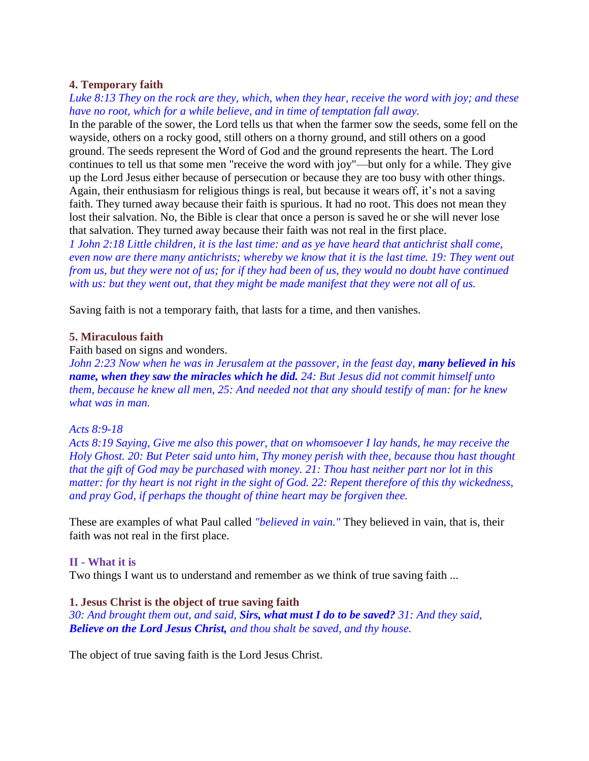### 4. Temporary faith

*Luke 8:13 They on the rock are they, which, when they hear, receive the word with joy; and these have no root, which for a while believe, and in time of temptation fall away.*

In the parable of the sower, the Lord tells us that when the farmer sow the seeds, some fell on the wayside, others on a rocky good, still others on a thorny ground, and still others on a good ground. The seeds represent the Word of God and the ground represents the heart. The Lord continues to tell us that some men "receive the word with joy"—but only for a while. They give up the Lord Jesus either because of persecution or because they are too busy with other things. Again, their enthusiasm for religious things is real, but because it wears off, it's not a saving faith. They turned away because their faith is spurious. It had no root. This does not mean they lost their salvation. No, the Bible is clear that once a person is saved he or she will never lose that salvation. They turned away because their faith was not real in the first place.

*1 John 2:18 Little children, it is the last time: and as ye have heard that antichrist shall come, even now are there many antichrists; whereby we know that it is the last time. 19: They went out from us, but they were not of us; for if they had been of us, they would no doubt have continued with us: but they went out, that they might be made manifest that they were not all of us.*

Saving faith is not a temporary faith, that lasts for a time, and then vanishes.

### 5. Miraculous faith

Faith based on signs and wonders.

*John 2:23 Now when he was in Jerusalem at the passover, in the feast day, **many believed in his name, when they saw the miracles which he did.** 24: But Jesus did not commit himself unto them, because he knew all men, 25: And needed not that any should testify of man: for he knew what was in man.*

*Acts 8:9-18*

*Acts 8:19 Saying, Give me also this power, that on whomsoever I lay hands, he may receive the Holy Ghost. 20: But Peter said unto him, Thy money perish with thee, because thou hast thought that the gift of God may be purchased with money. 21: Thou hast neither part nor lot in this matter: for thy heart is not right in the sight of God. 22: Repent therefore of this thy wickedness, and pray God, if perhaps the thought of thine heart may be forgiven thee.*

These are examples of what Paul called *"believed in vain."* They believed in vain, that is, their faith was not real in the first place.

## II - What it is

Two things I want us to understand and remember as we think of true saving faith ...

### 1. Jesus Christ is the object of true saving faith

*30: And brought them out, and said, **Sirs, what must I do to be saved?** 31: And they said, **Believe on the Lord Jesus Christ,** and thou shalt be saved, and thy house.*

The object of true saving faith is the Lord Jesus Christ.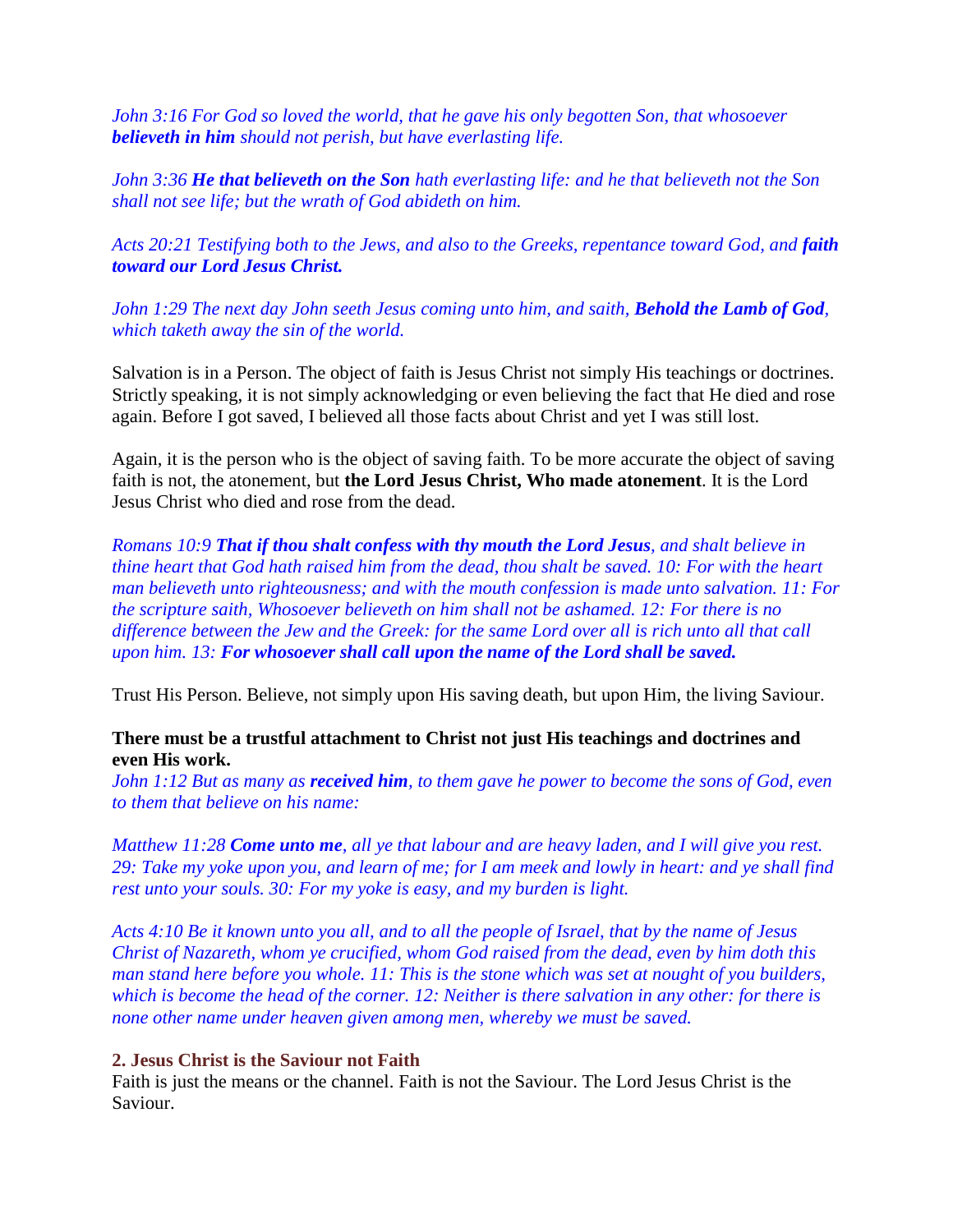*John 3:16 For God so loved the world, that he gave his only begotten Son, that whosoever **believeth in him** should not perish, but have everlasting life.*

*John 3:36 **He that believeth on the Son** hath everlasting life: and he that believeth not the Son shall not see life; but the wrath of God abideth on him.*

*Acts 20:21 Testifying both to the Jews, and also to the Greeks, repentance toward God, and **faith toward our Lord Jesus Christ.***

*John 1:29 The next day John seeth Jesus coming unto him, and saith, **Behold the Lamb of God**, which taketh away the sin of the world.*

Salvation is in a Person. The object of faith is Jesus Christ not simply His teachings or doctrines. Strictly speaking, it is not simply acknowledging or even believing the fact that He died and rose again. Before I got saved, I believed all those facts about Christ and yet I was still lost.

Again, it is the person who is the object of saving faith. To be more accurate the object of saving faith is not, the atonement, but **the Lord Jesus Christ, Who made atonement**. It is the Lord Jesus Christ who died and rose from the dead.

*Romans 10:9 **That if thou shalt confess with thy mouth the Lord Jesus**, and shalt believe in thine heart that God hath raised him from the dead, thou shalt be saved. 10: For with the heart man believeth unto righteousness; and with the mouth confession is made unto salvation. 11: For the scripture saith, Whosoever believeth on him shall not be ashamed. 12: For there is no difference between the Jew and the Greek: for the same Lord over all is rich unto all that call upon him. 13: **For whosoever shall call upon the name of the Lord shall be saved.***

Trust His Person. Believe, not simply upon His saving death, but upon Him, the living Saviour.

**There must be a trustful attachment to Christ not just His teachings and doctrines and even His work.**

*John 1:12 But as many as **received him**, to them gave he power to become the sons of God, even to them that believe on his name:*

*Matthew 11:28 **Come unto me**, all ye that labour and are heavy laden, and I will give you rest. 29: Take my yoke upon you, and learn of me; for I am meek and lowly in heart: and ye shall find rest unto your souls. 30: For my yoke is easy, and my burden is light.*

*Acts 4:10 Be it known unto you all, and to all the people of Israel, that by the name of Jesus Christ of Nazareth, whom ye crucified, whom God raised from the dead, even by him doth this man stand here before you whole. 11: This is the stone which was set at nought of you builders, which is become the head of the corner. 12: Neither is there salvation in any other: for there is none other name under heaven given among men, whereby we must be saved.*

### 2. Jesus Christ is the Saviour not Faith

Faith is just the means or the channel. Faith is not the Saviour. The Lord Jesus Christ is the Saviour.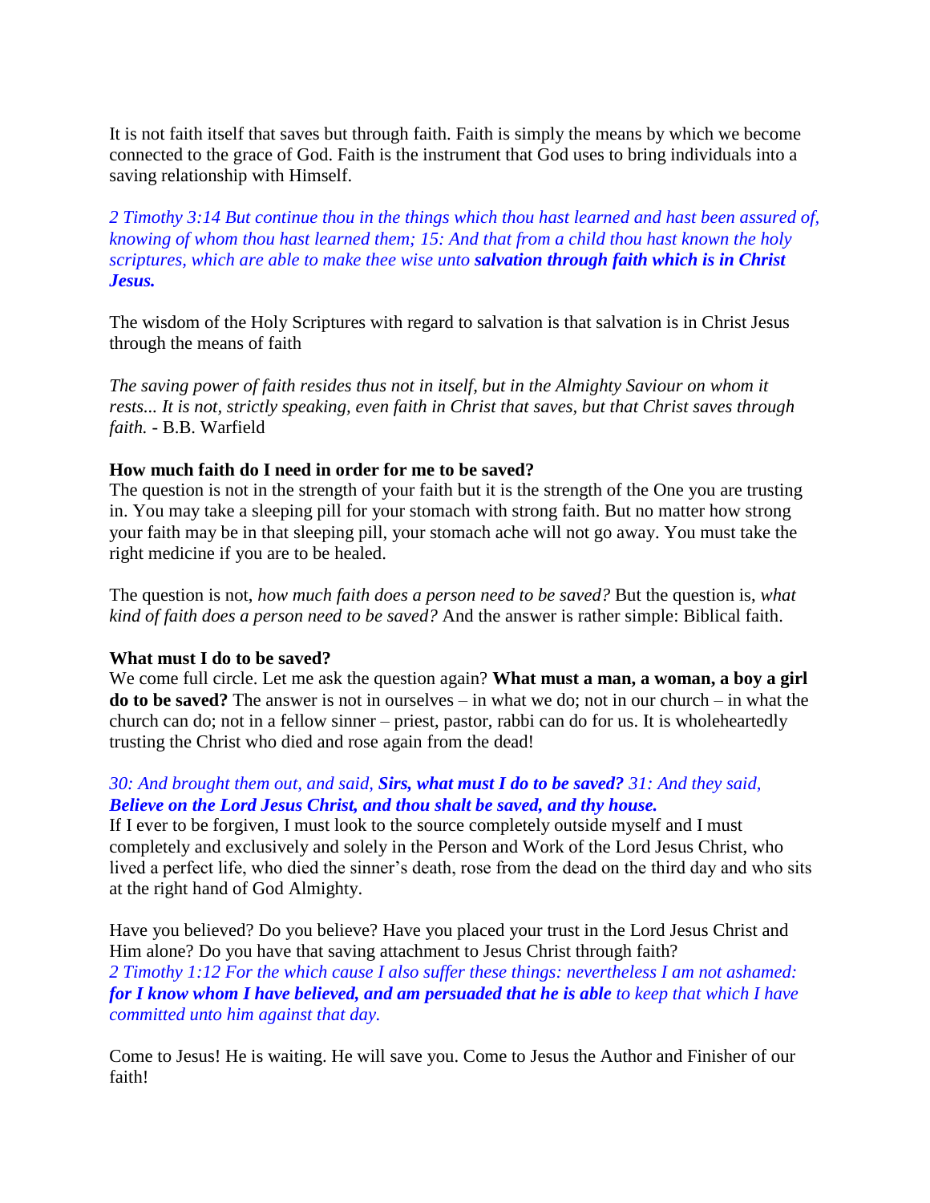It is not faith itself that saves but through faith. Faith is simply the means by which we become connected to the grace of God. Faith is the instrument that God uses to bring individuals into a saving relationship with Himself.

*2 Timothy 3:14 But continue thou in the things which thou hast learned and hast been assured of, knowing of whom thou hast learned them; 15: And that from a child thou hast known the holy scriptures, which are able to make thee wise unto* ***salvation through faith which is in Christ Jesus.***

The wisdom of the Holy Scriptures with regard to salvation is that salvation is in Christ Jesus through the means of faith

*The saving power of faith resides thus not in itself, but in the Almighty Saviour on whom it rests... It is not, strictly speaking, even faith in Christ that saves, but that Christ saves through faith.* - B.B. Warfield

**How much faith do I need in order for me to be saved?**
The question is not in the strength of your faith but it is the strength of the One you are trusting in. You may take a sleeping pill for your stomach with strong faith. But no matter how strong your faith may be in that sleeping pill, your stomach ache will not go away. You must take the right medicine if you are to be healed.

The question is not, *how much faith does a person need to be saved?* But the question is, *what kind of faith does a person need to be saved?* And the answer is rather simple: Biblical faith.

**What must I do to be saved?**
We come full circle. Let me ask the question again? **What must a man, a woman, a boy a girl do to be saved?** The answer is not in ourselves – in what we do; not in our church – in what the church can do; not in a fellow sinner – priest, pastor, rabbi can do for us. It is wholeheartedly trusting the Christ who died and rose again from the dead!

*30: And brought them out, and said,* ***Sirs, what must I do to be saved?*** *31: And they said,* ***Believe on the Lord Jesus Christ, and thou shalt be saved, and thy house.***
If I ever to be forgiven, I must look to the source completely outside myself and I must completely and exclusively and solely in the Person and Work of the Lord Jesus Christ, who lived a perfect life, who died the sinner's death, rose from the dead on the third day and who sits at the right hand of God Almighty.

Have you believed? Do you believe? Have you placed your trust in the Lord Jesus Christ and Him alone? Do you have that saving attachment to Jesus Christ through faith?
*2 Timothy 1:12 For the which cause I also suffer these things: nevertheless I am not ashamed:* ***for I know whom I have believed, and am persuaded that he is able*** *to keep that which I have committed unto him against that day.*

Come to Jesus! He is waiting. He will save you. Come to Jesus the Author and Finisher of our faith!